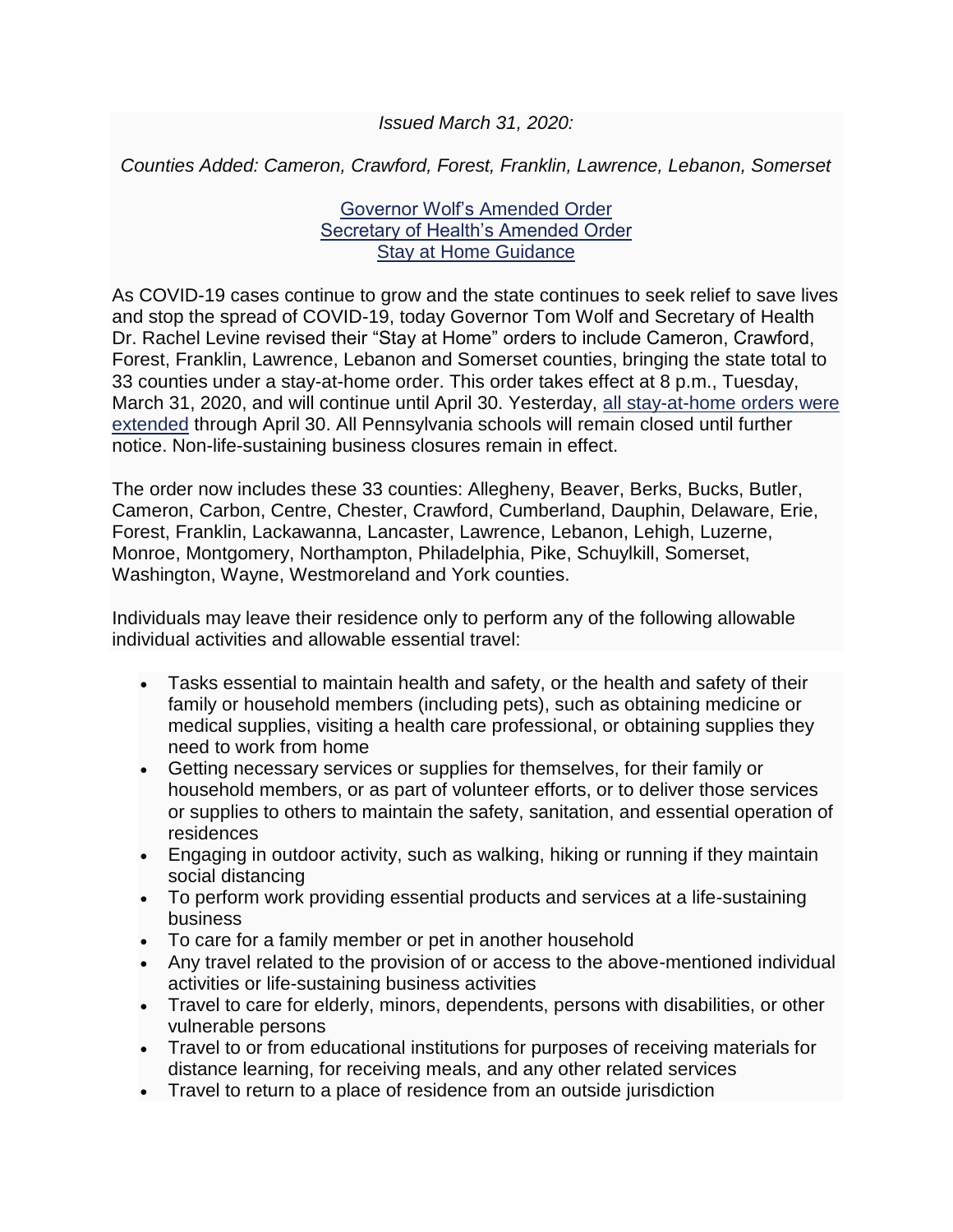*Issued March 31, 2020:*

*Counties Added: Cameron, Crawford, Forest, Franklin, Lawrence, Lebanon, Somerset*

Governor Wolf's Amended Order
Secretary of Health's Amended Order
Stay at Home Guidance

As COVID-19 cases continue to grow and the state continues to seek relief to save lives and stop the spread of COVID-19, today Governor Tom Wolf and Secretary of Health Dr. Rachel Levine revised their "Stay at Home" orders to include Cameron, Crawford, Forest, Franklin, Lawrence, Lebanon and Somerset counties, bringing the state total to 33 counties under a stay-at-home order. This order takes effect at 8 p.m., Tuesday, March 31, 2020, and will continue until April 30. Yesterday, all stay-at-home orders were extended through April 30. All Pennsylvania schools will remain closed until further notice. Non-life-sustaining business closures remain in effect.

The order now includes these 33 counties: Allegheny, Beaver, Berks, Bucks, Butler, Cameron, Carbon, Centre, Chester, Crawford, Cumberland, Dauphin, Delaware, Erie, Forest, Franklin, Lackawanna, Lancaster, Lawrence, Lebanon, Lehigh, Luzerne, Monroe, Montgomery, Northampton, Philadelphia, Pike, Schuylkill, Somerset, Washington, Wayne, Westmoreland and York counties.

Individuals may leave their residence only to perform any of the following allowable individual activities and allowable essential travel:

- Tasks essential to maintain health and safety, or the health and safety of their family or household members (including pets), such as obtaining medicine or medical supplies, visiting a health care professional, or obtaining supplies they need to work from home
- Getting necessary services or supplies for themselves, for their family or household members, or as part of volunteer efforts, or to deliver those services or supplies to others to maintain the safety, sanitation, and essential operation of residences
- Engaging in outdoor activity, such as walking, hiking or running if they maintain social distancing
- To perform work providing essential products and services at a life-sustaining business
- To care for a family member or pet in another household
- Any travel related to the provision of or access to the above-mentioned individual activities or life-sustaining business activities
- Travel to care for elderly, minors, dependents, persons with disabilities, or other vulnerable persons
- Travel to or from educational institutions for purposes of receiving materials for distance learning, for receiving meals, and any other related services
- Travel to return to a place of residence from an outside jurisdiction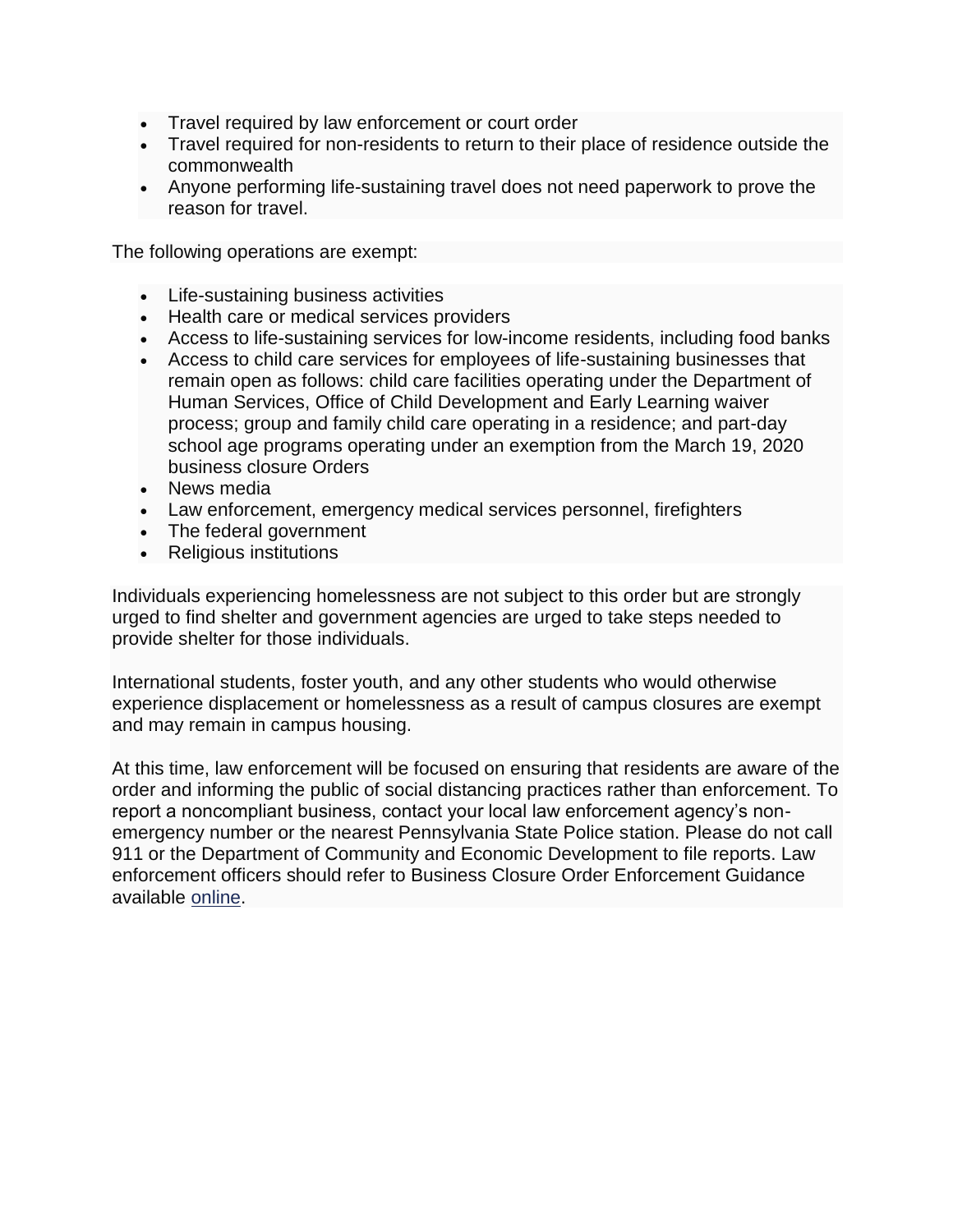- Travel required by law enforcement or court order
- Travel required for non-residents to return to their place of residence outside the commonwealth
- Anyone performing life-sustaining travel does not need paperwork to prove the reason for travel.

The following operations are exempt:

- Life-sustaining business activities
- Health care or medical services providers
- Access to life-sustaining services for low-income residents, including food banks
- Access to child care services for employees of life-sustaining businesses that remain open as follows: child care facilities operating under the Department of Human Services, Office of Child Development and Early Learning waiver process; group and family child care operating in a residence; and part-day school age programs operating under an exemption from the March 19, 2020 business closure Orders
- News media
- Law enforcement, emergency medical services personnel, firefighters
- The federal government
- Religious institutions

Individuals experiencing homelessness are not subject to this order but are strongly urged to find shelter and government agencies are urged to take steps needed to provide shelter for those individuals.

International students, foster youth, and any other students who would otherwise experience displacement or homelessness as a result of campus closures are exempt and may remain in campus housing.

At this time, law enforcement will be focused on ensuring that residents are aware of the order and informing the public of social distancing practices rather than enforcement. To report a noncompliant business, contact your local law enforcement agency's non-emergency number or the nearest Pennsylvania State Police station. Please do not call 911 or the Department of Community and Economic Development to file reports. Law enforcement officers should refer to Business Closure Order Enforcement Guidance available online.